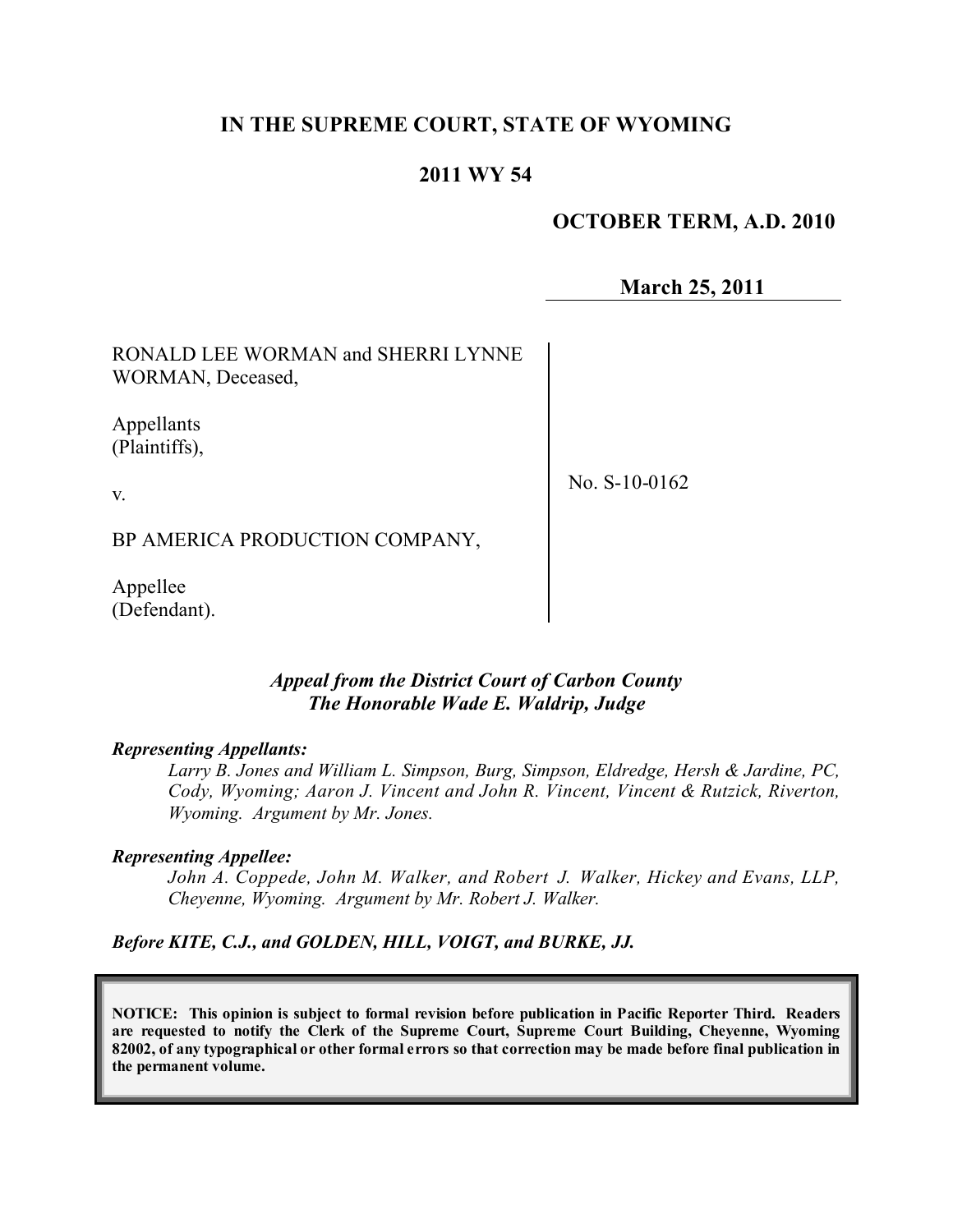# IN THE SUPREME COURT, STATE OF WYOMING

## 2011 WY 54

**OCTOBER TERM, A.D. 2010**

**March 25, 2011**

RONALD LEE WORMAN and SHERRI LYNNE WORMAN, Deceased,

Appellants
(Plaintiffs),

v.

BP AMERICA PRODUCTION COMPANY,

Appellee
(Defendant).

No. S-10-0162

*Appeal from the District Court of Carbon County*
*The Honorable Wade E. Waldrip, Judge*

***Representing Appellants:***

*Larry B. Jones and William L. Simpson, Burg, Simpson, Eldredge, Hersh & Jardine, PC, Cody, Wyoming; Aaron J. Vincent and John R. Vincent, Vincent & Rutzick, Riverton, Wyoming. Argument by Mr. Jones.*

***Representing Appellee:***

*John A. Coppede, John M. Walker, and Robert J. Walker, Hickey and Evans, LLP, Cheyenne, Wyoming. Argument by Mr. Robert J. Walker.*

***Before KITE, C.J., and GOLDEN, HILL, VOIGT, and BURKE, JJ.***

**NOTICE: This opinion is subject to formal revision before publication in Pacific Reporter Third. Readers are requested to notify the Clerk of the Supreme Court, Supreme Court Building, Cheyenne, Wyoming 82002, of any typographical or other formal errors so that correction may be made before final publication in the permanent volume.**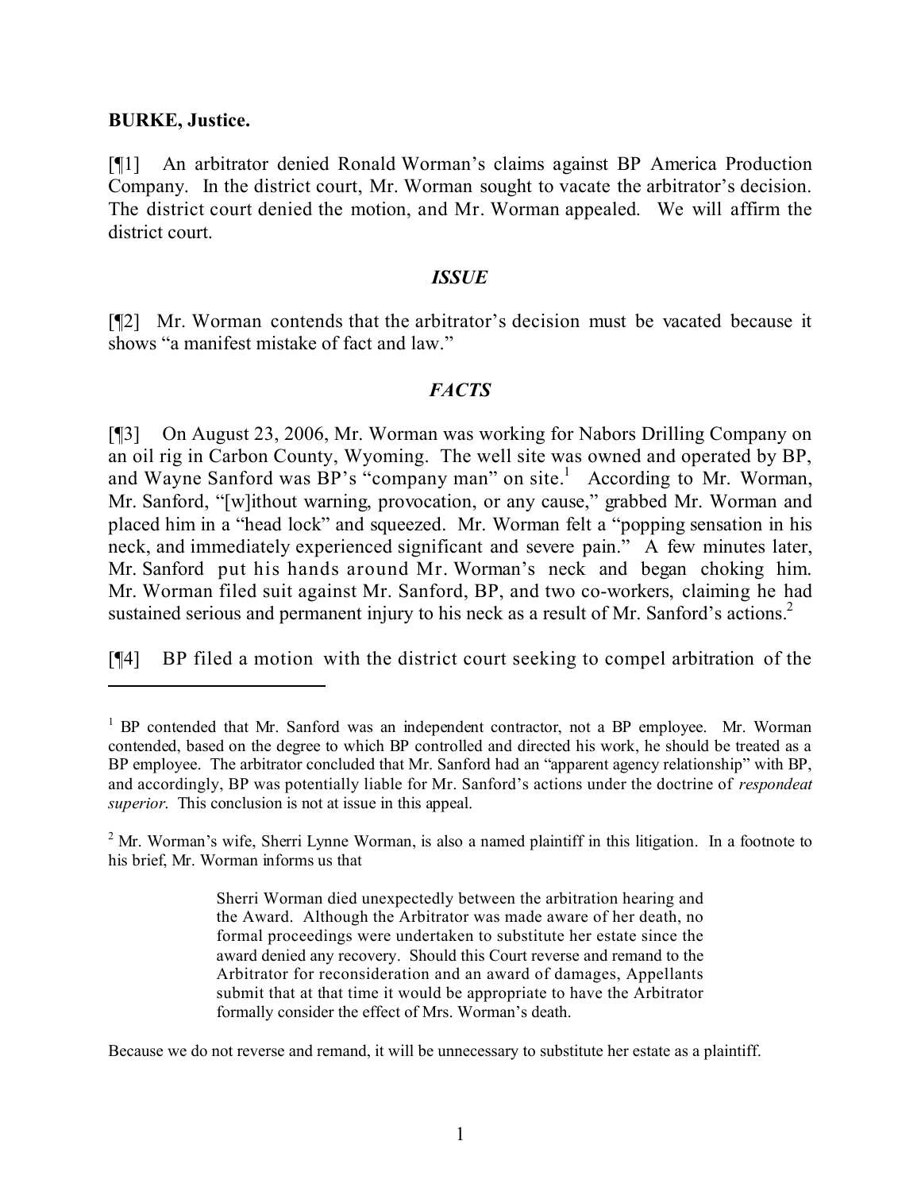**BURKE, Justice.**

[¶1] An arbitrator denied Ronald Worman's claims against BP America Production Company. In the district court, Mr. Worman sought to vacate the arbitrator's decision. The district court denied the motion, and Mr. Worman appealed. We will affirm the district court.

### *ISSUE*

[¶2] Mr. Worman contends that the arbitrator's decision must be vacated because it shows "a manifest mistake of fact and law."

### *FACTS*

[¶3] On August 23, 2006, Mr. Worman was working for Nabors Drilling Company on an oil rig in Carbon County, Wyoming. The well site was owned and operated by BP, and Wayne Sanford was BP's "company man" on site.[1] According to Mr. Worman, Mr. Sanford, "[w]ithout warning, provocation, or any cause," grabbed Mr. Worman and placed him in a "head lock" and squeezed. Mr. Worman felt a "popping sensation in his neck, and immediately experienced significant and severe pain." A few minutes later, Mr. Sanford put his hands around Mr. Worman's neck and began choking him. Mr. Worman filed suit against Mr. Sanford, BP, and two co-workers, claiming he had sustained serious and permanent injury to his neck as a result of Mr. Sanford's actions.[2]

[¶4] BP filed a motion with the district court seeking to compel arbitration of the

---

[1] BP contended that Mr. Sanford was an independent contractor, not a BP employee. Mr. Worman contended, based on the degree to which BP controlled and directed his work, he should be treated as a BP employee. The arbitrator concluded that Mr. Sanford had an "apparent agency relationship" with BP, and accordingly, BP was potentially liable for Mr. Sanford's actions under the doctrine of *respondeat superior*. This conclusion is not at issue in this appeal.

[2] Mr. Worman's wife, Sherri Lynne Worman, is also a named plaintiff in this litigation. In a footnote to his brief, Mr. Worman informs us that

> Sherri Worman died unexpectedly between the arbitration hearing and the Award. Although the Arbitrator was made aware of her death, no formal proceedings were undertaken to substitute her estate since the award denied any recovery. Should this Court reverse and remand to the Arbitrator for reconsideration and an award of damages, Appellants submit that at that time it would be appropriate to have the Arbitrator formally consider the effect of Mrs. Worman's death.

Because we do not reverse and remand, it will be unnecessary to substitute her estate as a plaintiff.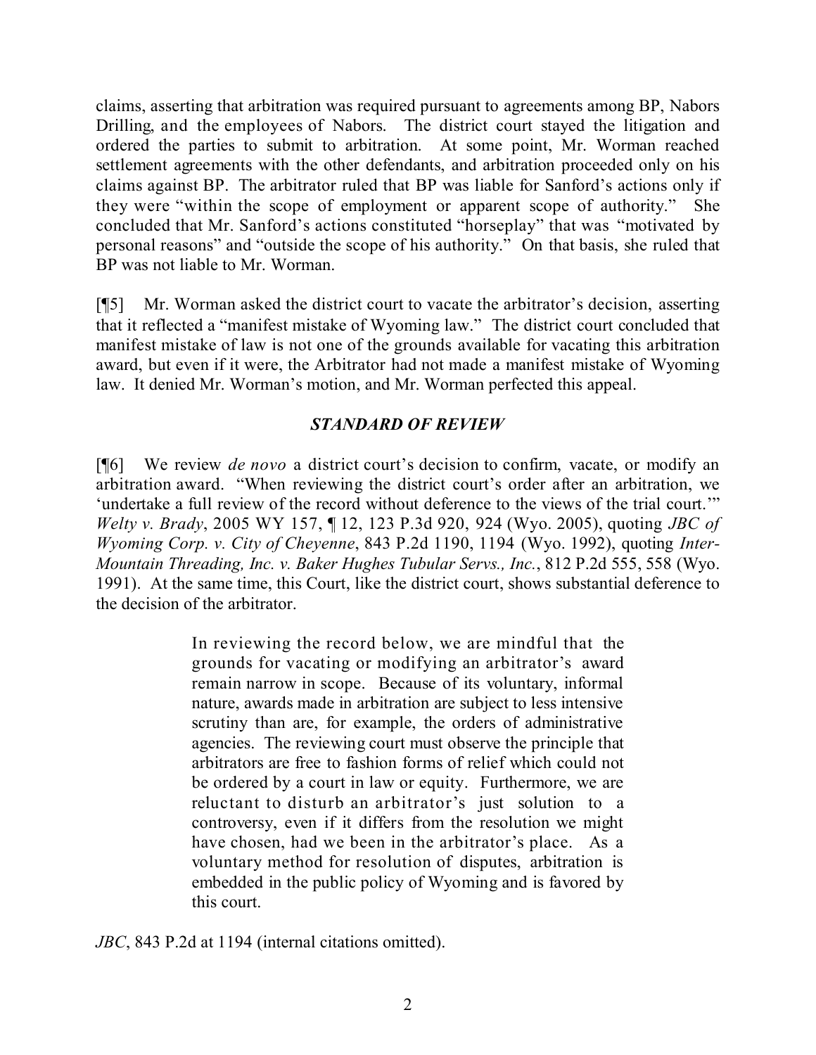claims, asserting that arbitration was required pursuant to agreements among BP, Nabors Drilling, and the employees of Nabors. The district court stayed the litigation and ordered the parties to submit to arbitration. At some point, Mr. Worman reached settlement agreements with the other defendants, and arbitration proceeded only on his claims against BP. The arbitrator ruled that BP was liable for Sanford's actions only if they were "within the scope of employment or apparent scope of authority." She concluded that Mr. Sanford's actions constituted "horseplay" that was "motivated by personal reasons" and "outside the scope of his authority." On that basis, she ruled that BP was not liable to Mr. Worman.

[¶5] Mr. Worman asked the district court to vacate the arbitrator's decision, asserting that it reflected a "manifest mistake of Wyoming law." The district court concluded that manifest mistake of law is not one of the grounds available for vacating this arbitration award, but even if it were, the Arbitrator had not made a manifest mistake of Wyoming law. It denied Mr. Worman's motion, and Mr. Worman perfected this appeal.

## *STANDARD OF REVIEW*

[¶6] We review *de novo* a district court's decision to confirm, vacate, or modify an arbitration award. "When reviewing the district court's order after an arbitration, we 'undertake a full review of the record without deference to the views of the trial court.'" *Welty v. Brady*, 2005 WY 157, ¶ 12, 123 P.3d 920, 924 (Wyo. 2005), quoting *JBC of Wyoming Corp. v. City of Cheyenne*, 843 P.2d 1190, 1194 (Wyo. 1992), quoting *Inter-Mountain Threading, Inc. v. Baker Hughes Tubular Servs., Inc.*, 812 P.2d 555, 558 (Wyo. 1991). At the same time, this Court, like the district court, shows substantial deference to the decision of the arbitrator.

> In reviewing the record below, we are mindful that the grounds for vacating or modifying an arbitrator's award remain narrow in scope. Because of its voluntary, informal nature, awards made in arbitration are subject to less intensive scrutiny than are, for example, the orders of administrative agencies. The reviewing court must observe the principle that arbitrators are free to fashion forms of relief which could not be ordered by a court in law or equity. Furthermore, we are reluctant to disturb an arbitrator's just solution to a controversy, even if it differs from the resolution we might have chosen, had we been in the arbitrator's place. As a voluntary method for resolution of disputes, arbitration is embedded in the public policy of Wyoming and is favored by this court.

*JBC*, 843 P.2d at 1194 (internal citations omitted).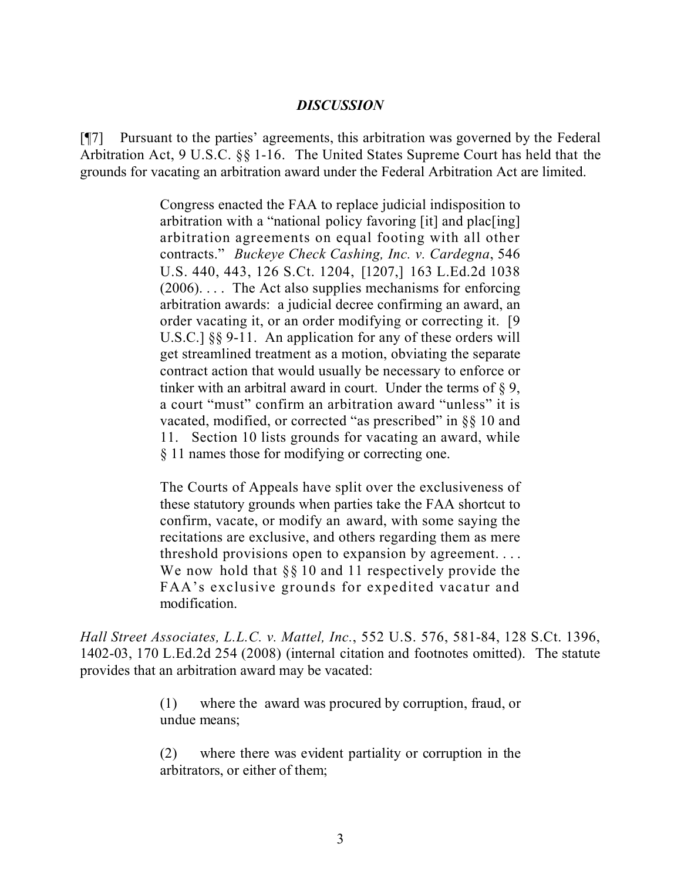### *DISCUSSION*

[¶7] Pursuant to the parties' agreements, this arbitration was governed by the Federal Arbitration Act, 9 U.S.C. §§ 1-16. The United States Supreme Court has held that the grounds for vacating an arbitration award under the Federal Arbitration Act are limited.

> Congress enacted the FAA to replace judicial indisposition to arbitration with a "national policy favoring [it] and plac[ing] arbitration agreements on equal footing with all other contracts." *Buckeye Check Cashing, Inc. v. Cardegna*, 546 U.S. 440, 443, 126 S.Ct. 1204, [1207,] 163 L.Ed.2d 1038 (2006). . . . The Act also supplies mechanisms for enforcing arbitration awards: a judicial decree confirming an award, an order vacating it, or an order modifying or correcting it. [9 U.S.C.] §§ 9-11. An application for any of these orders will get streamlined treatment as a motion, obviating the separate contract action that would usually be necessary to enforce or tinker with an arbitral award in court. Under the terms of § 9, a court "must" confirm an arbitration award "unless" it is vacated, modified, or corrected "as prescribed" in §§ 10 and 11. Section 10 lists grounds for vacating an award, while § 11 names those for modifying or correcting one.
>
> The Courts of Appeals have split over the exclusiveness of these statutory grounds when parties take the FAA shortcut to confirm, vacate, or modify an award, with some saying the recitations are exclusive, and others regarding them as mere threshold provisions open to expansion by agreement. . . . We now hold that §§ 10 and 11 respectively provide the FAA's exclusive grounds for expedited vacatur and modification.

*Hall Street Associates, L.L.C. v. Mattel, Inc.*, 552 U.S. 576, 581-84, 128 S.Ct. 1396, 1402-03, 170 L.Ed.2d 254 (2008) (internal citation and footnotes omitted). The statute provides that an arbitration award may be vacated:

> (1) where the award was procured by corruption, fraud, or undue means;
>
> (2) where there was evident partiality or corruption in the arbitrators, or either of them;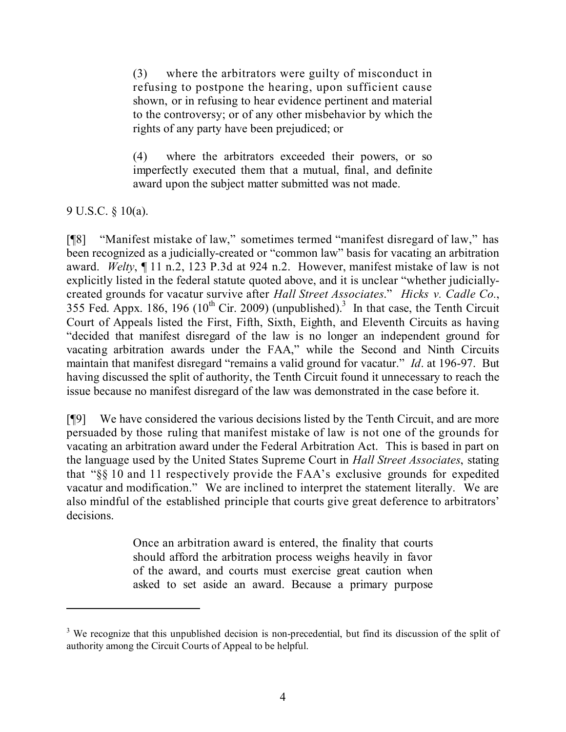> (3) where the arbitrators were guilty of misconduct in refusing to postpone the hearing, upon sufficient cause shown, or in refusing to hear evidence pertinent and material to the controversy; or of any other misbehavior by which the rights of any party have been prejudiced; or
>
> (4) where the arbitrators exceeded their powers, or so imperfectly executed them that a mutual, final, and definite award upon the subject matter submitted was not made.

9 U.S.C. § 10(a).

[¶8] "Manifest mistake of law," sometimes termed "manifest disregard of law," has been recognized as a judicially-created or "common law" basis for vacating an arbitration award. *Welty*, ¶ 11 n.2, 123 P.3d at 924 n.2. However, manifest mistake of law is not explicitly listed in the federal statute quoted above, and it is unclear "whether judicially-created grounds for vacatur survive after *Hall Street Associates*." *Hicks v. Cadle Co.*, 355 Fed. Appx. 186, 196 (10th Cir. 2009) (unpublished).[3] In that case, the Tenth Circuit Court of Appeals listed the First, Fifth, Sixth, Eighth, and Eleventh Circuits as having "decided that manifest disregard of the law is no longer an independent ground for vacating arbitration awards under the FAA," while the Second and Ninth Circuits maintain that manifest disregard "remains a valid ground for vacatur." *Id*. at 196-97. But having discussed the split of authority, the Tenth Circuit found it unnecessary to reach the issue because no manifest disregard of the law was demonstrated in the case before it.

[¶9] We have considered the various decisions listed by the Tenth Circuit, and are more persuaded by those ruling that manifest mistake of law is not one of the grounds for vacating an arbitration award under the Federal Arbitration Act. This is based in part on the language used by the United States Supreme Court in *Hall Street Associates*, stating that "§§ 10 and 11 respectively provide the FAA's exclusive grounds for expedited vacatur and modification." We are inclined to interpret the statement literally. We are also mindful of the established principle that courts give great deference to arbitrators' decisions.

> Once an arbitration award is entered, the finality that courts should afford the arbitration process weighs heavily in favor of the award, and courts must exercise great caution when asked to set aside an award. Because a primary purpose

---

[3] We recognize that this unpublished decision is non-precedential, but find its discussion of the split of authority among the Circuit Courts of Appeal to be helpful.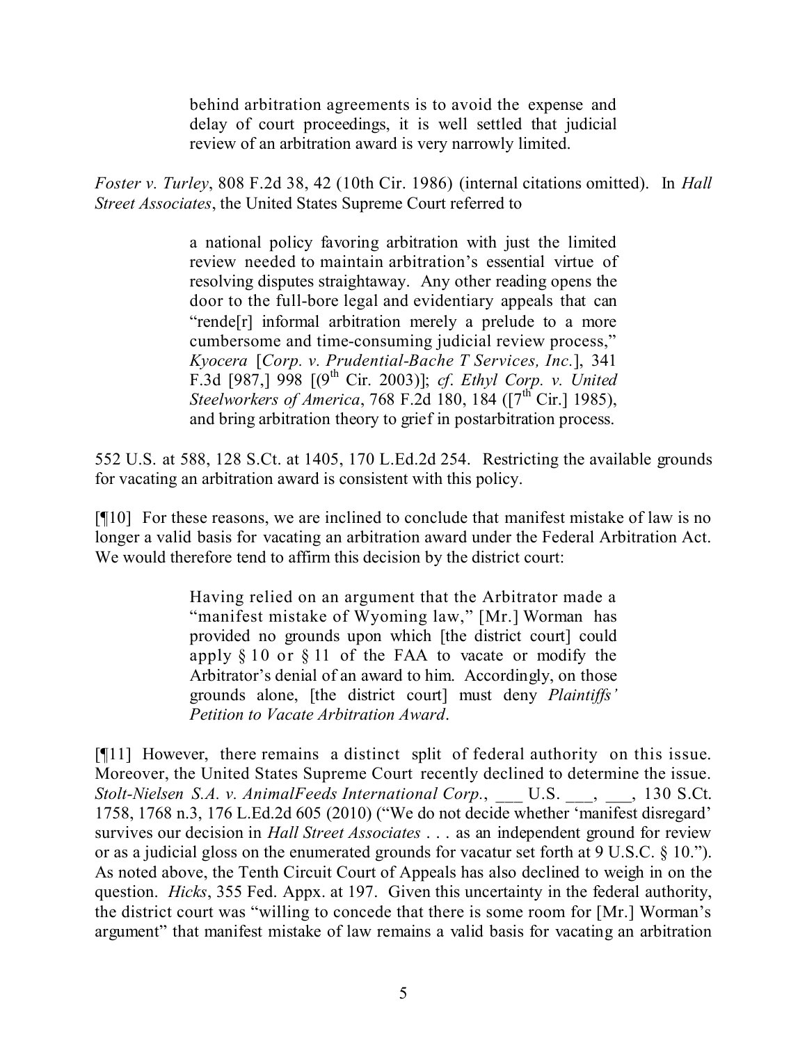> behind arbitration agreements is to avoid the expense and delay of court proceedings, it is well settled that judicial review of an arbitration award is very narrowly limited.

*Foster v. Turley*, 808 F.2d 38, 42 (10th Cir. 1986) (internal citations omitted). In *Hall Street Associates*, the United States Supreme Court referred to

> a national policy favoring arbitration with just the limited review needed to maintain arbitration's essential virtue of resolving disputes straightaway. Any other reading opens the door to the full-bore legal and evidentiary appeals that can "rende[r] informal arbitration merely a prelude to a more cumbersome and time-consuming judicial review process," *Kyocera* [*Corp. v. Prudential-Bache T Services, Inc.*], 341 F.3d [987,] 998 [(9th Cir. 2003)]; *cf*. *Ethyl Corp. v. United Steelworkers of America*, 768 F.2d 180, 184 ([7th Cir.] 1985), and bring arbitration theory to grief in postarbitration process.

552 U.S. at 588, 128 S.Ct. at 1405, 170 L.Ed.2d 254. Restricting the available grounds for vacating an arbitration award is consistent with this policy.

[¶10] For these reasons, we are inclined to conclude that manifest mistake of law is no longer a valid basis for vacating an arbitration award under the Federal Arbitration Act. We would therefore tend to affirm this decision by the district court:

> Having relied on an argument that the Arbitrator made a "manifest mistake of Wyoming law," [Mr.] Worman has provided no grounds upon which [the district court] could apply § 10 or § 11 of the FAA to vacate or modify the Arbitrator's denial of an award to him. Accordingly, on those grounds alone, [the district court] must deny *Plaintiffs' Petition to Vacate Arbitration Award*.

[¶11] However, there remains a distinct split of federal authority on this issue. Moreover, the United States Supreme Court recently declined to determine the issue. *Stolt-Nielsen S.A. v. AnimalFeeds International Corp.*, ___ U.S. ___, ___, 130 S.Ct. 1758, 1768 n.3, 176 L.Ed.2d 605 (2010) ("We do not decide whether 'manifest disregard' survives our decision in *Hall Street Associates* . . . as an independent ground for review or as a judicial gloss on the enumerated grounds for vacatur set forth at 9 U.S.C. § 10."). As noted above, the Tenth Circuit Court of Appeals has also declined to weigh in on the question. *Hicks*, 355 Fed. Appx. at 197. Given this uncertainty in the federal authority, the district court was "willing to concede that there is some room for [Mr.] Worman's argument" that manifest mistake of law remains a valid basis for vacating an arbitration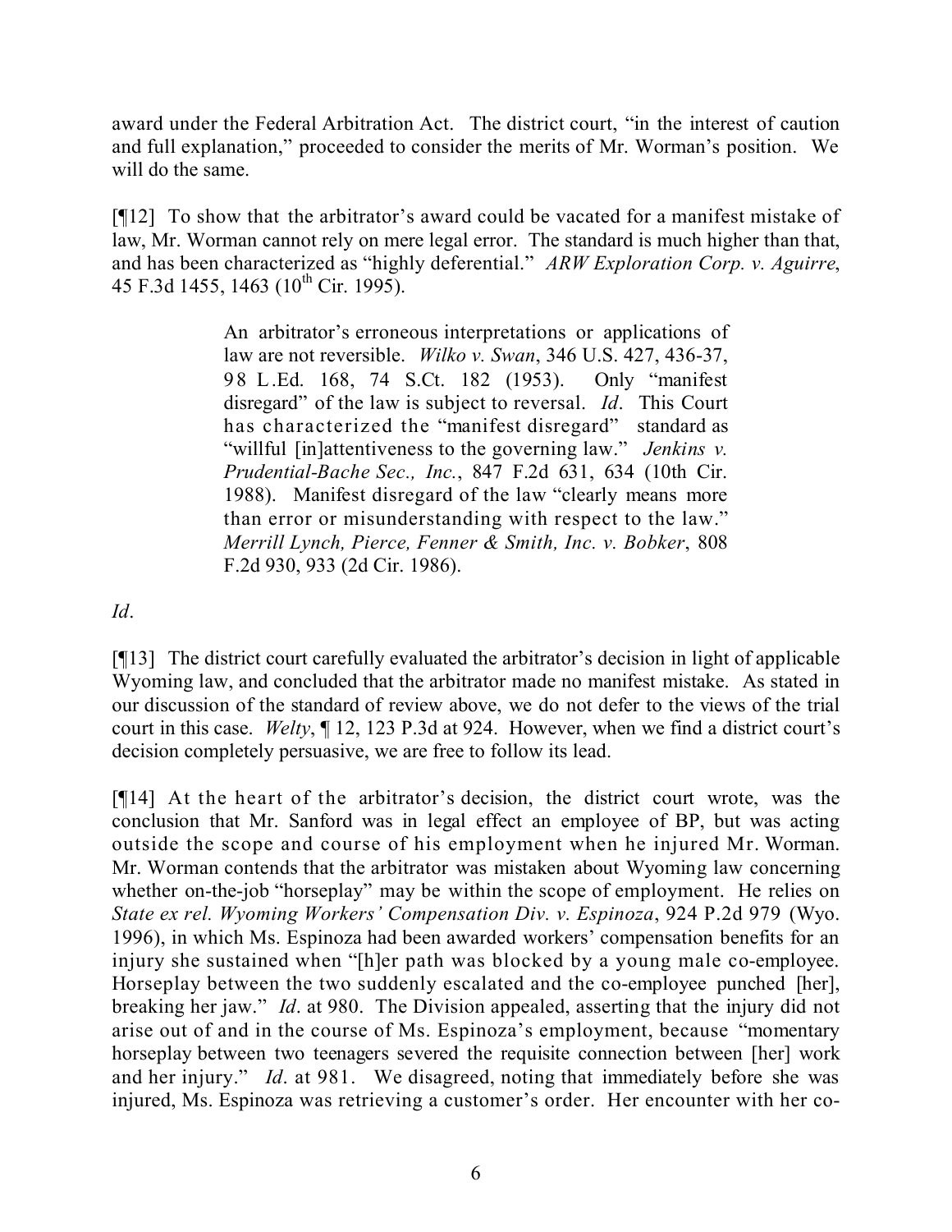award under the Federal Arbitration Act. The district court, "in the interest of caution and full explanation," proceeded to consider the merits of Mr. Worman's position. We will do the same.

[¶12] To show that the arbitrator's award could be vacated for a manifest mistake of law, Mr. Worman cannot rely on mere legal error. The standard is much higher than that, and has been characterized as "highly deferential." *ARW Exploration Corp. v. Aguirre*, 45 F.3d 1455, 1463 (10th Cir. 1995).

> An arbitrator's erroneous interpretations or applications of law are not reversible. *Wilko v. Swan*, 346 U.S. 427, 436-37, 98 L.Ed. 168, 74 S.Ct. 182 (1953). Only "manifest disregard" of the law is subject to reversal. *Id*. This Court has characterized the "manifest disregard" standard as "willful [in]attentiveness to the governing law." *Jenkins v. Prudential-Bache Sec., Inc.*, 847 F.2d 631, 634 (10th Cir. 1988). Manifest disregard of the law "clearly means more than error or misunderstanding with respect to the law." *Merrill Lynch, Pierce, Fenner & Smith, Inc. v. Bobker*, 808 F.2d 930, 933 (2d Cir. 1986).

*Id*.

[¶13] The district court carefully evaluated the arbitrator's decision in light of applicable Wyoming law, and concluded that the arbitrator made no manifest mistake. As stated in our discussion of the standard of review above, we do not defer to the views of the trial court in this case. *Welty*, ¶ 12, 123 P.3d at 924. However, when we find a district court's decision completely persuasive, we are free to follow its lead.

[¶14] At the heart of the arbitrator's decision, the district court wrote, was the conclusion that Mr. Sanford was in legal effect an employee of BP, but was acting outside the scope and course of his employment when he injured Mr. Worman. Mr. Worman contends that the arbitrator was mistaken about Wyoming law concerning whether on-the-job "horseplay" may be within the scope of employment. He relies on *State ex rel. Wyoming Workers' Compensation Div. v. Espinoza*, 924 P.2d 979 (Wyo. 1996), in which Ms. Espinoza had been awarded workers' compensation benefits for an injury she sustained when "[h]er path was blocked by a young male co-employee. Horseplay between the two suddenly escalated and the co-employee punched [her], breaking her jaw." *Id*. at 980. The Division appealed, asserting that the injury did not arise out of and in the course of Ms. Espinoza's employment, because "momentary horseplay between two teenagers severed the requisite connection between [her] work and her injury." *Id*. at 981. We disagreed, noting that immediately before she was injured, Ms. Espinoza was retrieving a customer's order. Her encounter with her co-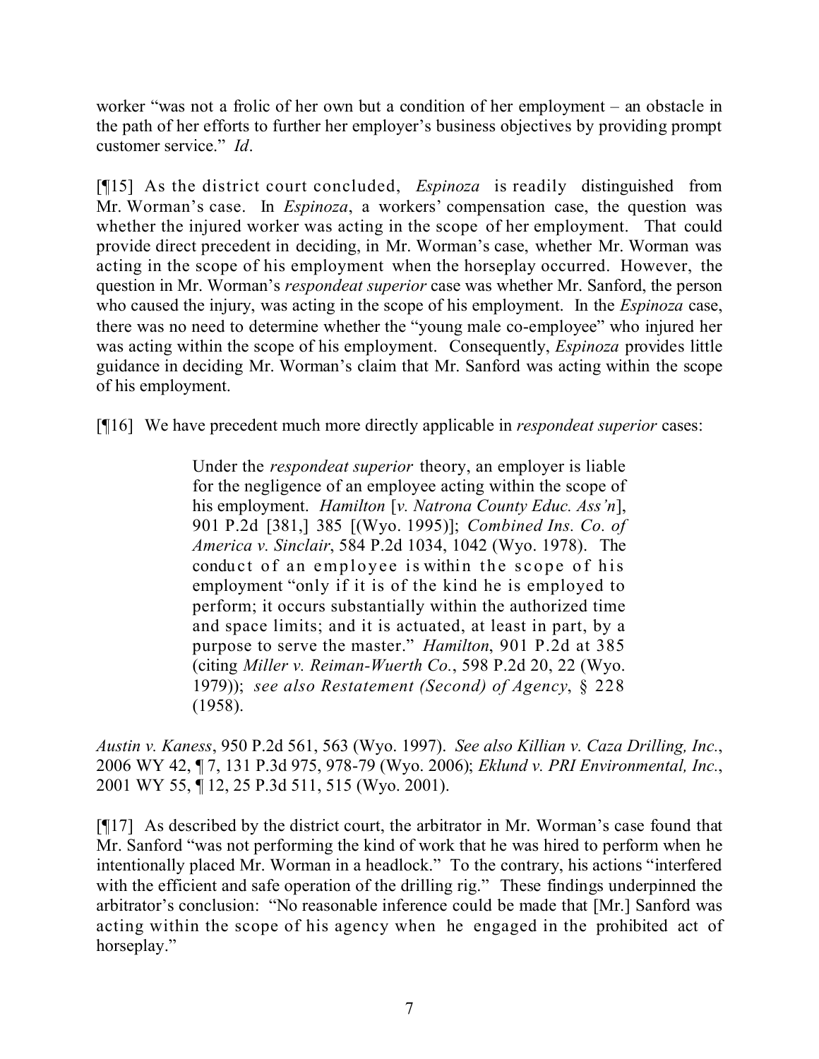worker "was not a frolic of her own but a condition of her employment – an obstacle in the path of her efforts to further her employer's business objectives by providing prompt customer service." *Id*.

[¶15] As the district court concluded, *Espinoza* is readily distinguished from Mr. Worman's case. In *Espinoza*, a workers' compensation case, the question was whether the injured worker was acting in the scope of her employment. That could provide direct precedent in deciding, in Mr. Worman's case, whether Mr. Worman was acting in the scope of his employment when the horseplay occurred. However, the question in Mr. Worman's *respondeat superior* case was whether Mr. Sanford, the person who caused the injury, was acting in the scope of his employment. In the *Espinoza* case, there was no need to determine whether the "young male co-employee" who injured her was acting within the scope of his employment. Consequently, *Espinoza* provides little guidance in deciding Mr. Worman's claim that Mr. Sanford was acting within the scope of his employment.

[¶16] We have precedent much more directly applicable in *respondeat superior* cases:

> Under the *respondeat superior* theory, an employer is liable for the negligence of an employee acting within the scope of his employment. *Hamilton* [*v. Natrona County Educ. Ass'n*], 901 P.2d [381,] 385 [(Wyo. 1995)]; *Combined Ins. Co. of America v. Sinclair*, 584 P.2d 1034, 1042 (Wyo. 1978). The conduct of an employee is within the scope of his employment "only if it is of the kind he is employed to perform; it occurs substantially within the authorized time and space limits; and it is actuated, at least in part, by a purpose to serve the master." *Hamilton*, 901 P.2d at 385 (citing *Miller v. Reiman-Wuerth Co.*, 598 P.2d 20, 22 (Wyo. 1979)); *see also Restatement (Second) of Agency*, § 228 (1958).

*Austin v. Kaness*, 950 P.2d 561, 563 (Wyo. 1997). *See also Killian v. Caza Drilling, Inc.*, 2006 WY 42, ¶ 7, 131 P.3d 975, 978-79 (Wyo. 2006); *Eklund v. PRI Environmental, Inc.*, 2001 WY 55, ¶ 12, 25 P.3d 511, 515 (Wyo. 2001).

[¶17] As described by the district court, the arbitrator in Mr. Worman's case found that Mr. Sanford "was not performing the kind of work that he was hired to perform when he intentionally placed Mr. Worman in a headlock." To the contrary, his actions "interfered with the efficient and safe operation of the drilling rig." These findings underpinned the arbitrator's conclusion: "No reasonable inference could be made that [Mr.] Sanford was acting within the scope of his agency when he engaged in the prohibited act of horseplay."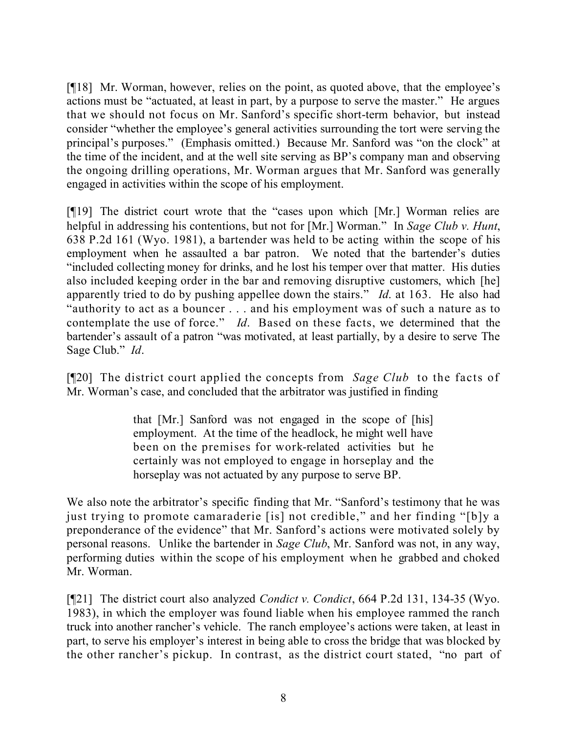[¶18] Mr. Worman, however, relies on the point, as quoted above, that the employee's actions must be "actuated, at least in part, by a purpose to serve the master." He argues that we should not focus on Mr. Sanford's specific short-term behavior, but instead consider "whether the employee's general activities surrounding the tort were serving the principal's purposes." (Emphasis omitted.) Because Mr. Sanford was "on the clock" at the time of the incident, and at the well site serving as BP's company man and observing the ongoing drilling operations, Mr. Worman argues that Mr. Sanford was generally engaged in activities within the scope of his employment.

[¶19] The district court wrote that the "cases upon which [Mr.] Worman relies are helpful in addressing his contentions, but not for [Mr.] Worman." In *Sage Club v. Hunt*, 638 P.2d 161 (Wyo. 1981), a bartender was held to be acting within the scope of his employment when he assaulted a bar patron. We noted that the bartender's duties "included collecting money for drinks, and he lost his temper over that matter. His duties also included keeping order in the bar and removing disruptive customers, which [he] apparently tried to do by pushing appellee down the stairs." *Id*. at 163. He also had "authority to act as a bouncer . . . and his employment was of such a nature as to contemplate the use of force." *Id*. Based on these facts, we determined that the bartender's assault of a patron "was motivated, at least partially, by a desire to serve The Sage Club." *Id*.

[¶20] The district court applied the concepts from *Sage Club* to the facts of Mr. Worman's case, and concluded that the arbitrator was justified in finding

> that [Mr.] Sanford was not engaged in the scope of [his] employment. At the time of the headlock, he might well have been on the premises for work-related activities but he certainly was not employed to engage in horseplay and the horseplay was not actuated by any purpose to serve BP.

We also note the arbitrator's specific finding that Mr. "Sanford's testimony that he was just trying to promote camaraderie [is] not credible," and her finding "[b]y a preponderance of the evidence" that Mr. Sanford's actions were motivated solely by personal reasons. Unlike the bartender in *Sage Club*, Mr. Sanford was not, in any way, performing duties within the scope of his employment when he grabbed and choked Mr. Worman.

[¶21] The district court also analyzed *Condict v. Condict*, 664 P.2d 131, 134-35 (Wyo. 1983), in which the employer was found liable when his employee rammed the ranch truck into another rancher's vehicle. The ranch employee's actions were taken, at least in part, to serve his employer's interest in being able to cross the bridge that was blocked by the other rancher's pickup. In contrast, as the district court stated, "no part of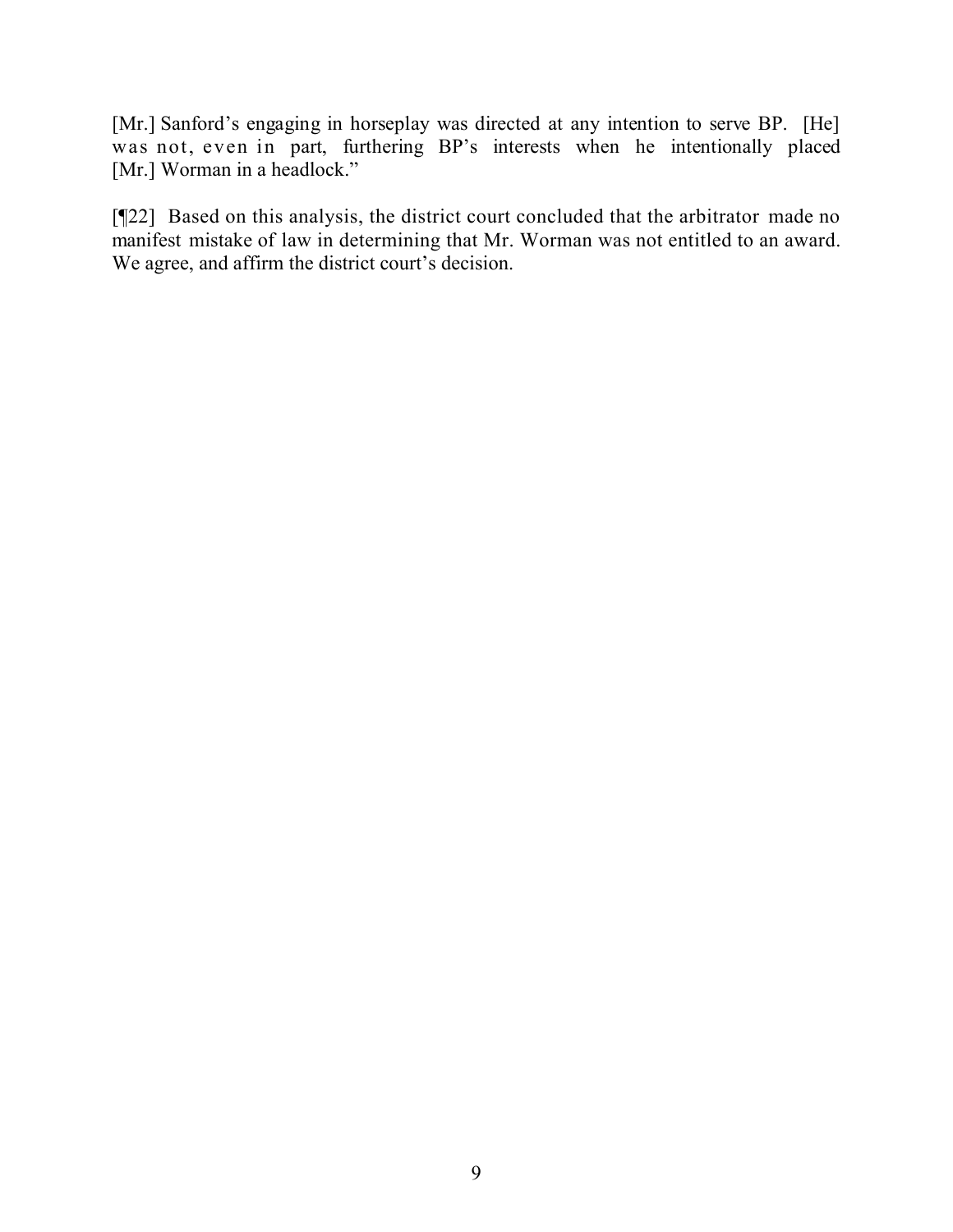[Mr.] Sanford's engaging in horseplay was directed at any intention to serve BP. [He] was not, even in part, furthering BP's interests when he intentionally placed [Mr.] Worman in a headlock."

[¶22] Based on this analysis, the district court concluded that the arbitrator made no manifest mistake of law in determining that Mr. Worman was not entitled to an award. We agree, and affirm the district court's decision.